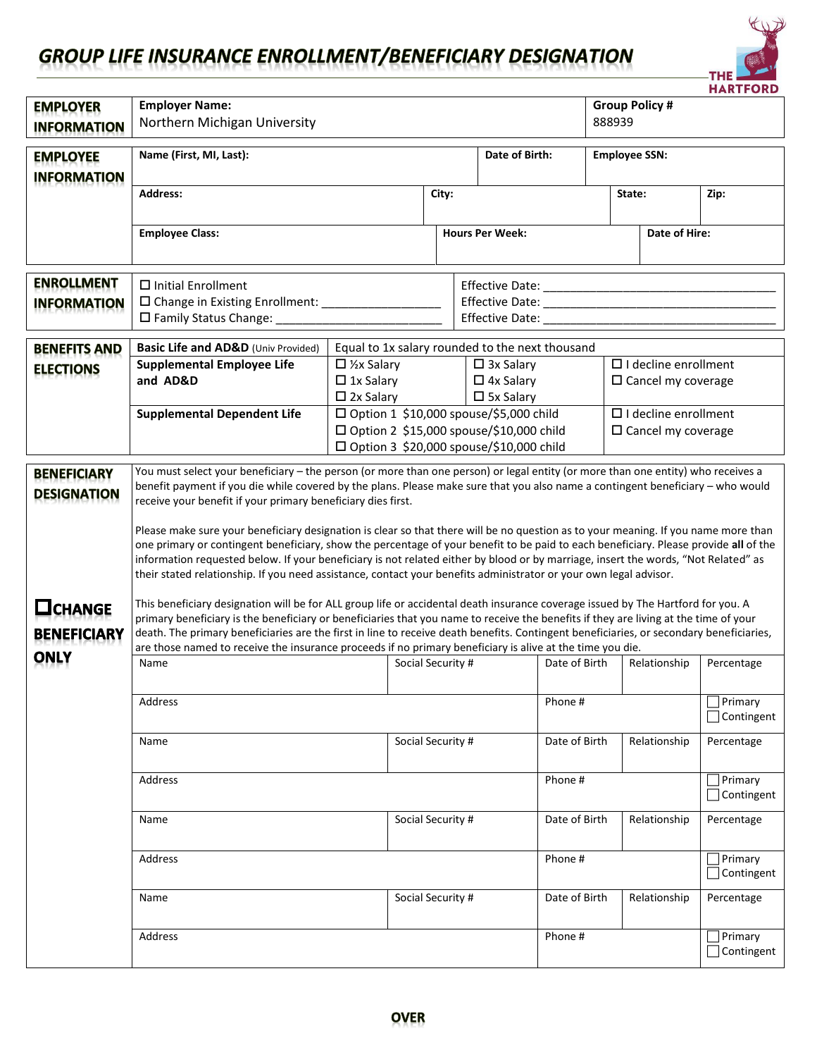# GROUP LIFE INSURANCE ENROLLMENT/BENEFICIARY DESIGNATION

THE HARTFORD

| **EMPLOYER INFORMATION** | **Employer Name:** Northern Michigan University | **Group Policy #** 888939 |
|---|---|---|

| **EMPLOYEE INFORMATION** | **Name (First, MI, Last):** | | **Date of Birth:** | **Employee SSN:** |
|---|---|---|---|---|
| | **Address:** | **City:** | **State:** | **Zip:** |
| | **Employee Class:** | **Hours Per Week:** | **Date of Hire:** | |

| **ENROLLMENT INFORMATION** | | |
|---|---|---|
| | ☐ Initial Enrollment | Effective Date: ____________________ |
| | ☐ Change in Existing Enrollment: __________ | Effective Date: ____________________ |
| | ☐ Family Status Change: __________ | Effective Date: ____________________ |

| **BENEFITS AND ELECTIONS** | | | | |
|---|---|---|---|---|
| | **Basic Life and AD&D** (Univ Provided) | Equal to 1x salary rounded to the next thousand | | |
| | **Supplemental Employee Life and AD&D** | ☐ ½x Salary<br>☐ 1x Salary<br>☐ 2x Salary | ☐ 3x Salary<br>☐ 4x Salary<br>☐ 5x Salary | ☐ I decline enrollment<br>☐ Cancel my coverage |
| | **Supplemental Dependent Life** | ☐ Option 1 $10,000 spouse/$5,000 child<br>☐ Option 2 $15,000 spouse/$10,000 child<br>☐ Option 3 $20,000 spouse/$10,000 child | | ☐ I decline enrollment<br>☐ Cancel my coverage |

**BENEFICIARY DESIGNATION**

You must select your beneficiary – the person (or more than one person) or legal entity (or more than one entity) who receives a benefit payment if you die while covered by the plans. Please make sure that you also name a contingent beneficiary – who would receive your benefit if your primary beneficiary dies first.

Please make sure your beneficiary designation is clear so that there will be no question as to your meaning. If you name more than one primary or contingent beneficiary, show the percentage of your benefit to be paid to each beneficiary. Please provide **all** of the information requested below. If your beneficiary is not related either by blood or by marriage, insert the words, "Not Related" as their stated relationship. If you need assistance, contact your benefits administrator or your own legal advisor.

**☐ CHANGE BENEFICIARY ONLY**

This beneficiary designation will be for ALL group life or accidental death insurance coverage issued by The Hartford for you. A primary beneficiary is the beneficiary or beneficiaries that you name to receive the benefits if they are living at the time of your death. The primary beneficiaries are the first in line to receive death benefits. Contingent beneficiaries, or secondary beneficiaries, are those named to receive the insurance proceeds if no primary beneficiary is alive at the time you die.

| Name | Social Security # | Date of Birth | Relationship | Percentage |
|---|---|---|---|---|
| Address | | Phone # | | ☐ Primary<br>☐ Contingent |
| Name | Social Security # | Date of Birth | Relationship | Percentage |
| Address | | Phone # | | ☐ Primary<br>☐ Contingent |
| Name | Social Security # | Date of Birth | Relationship | Percentage |
| Address | | Phone # | | ☐ Primary<br>☐ Contingent |
| Name | Social Security # | Date of Birth | Relationship | Percentage |
| Address | | Phone # | | ☐ Primary<br>☐ Contingent |

**OVER**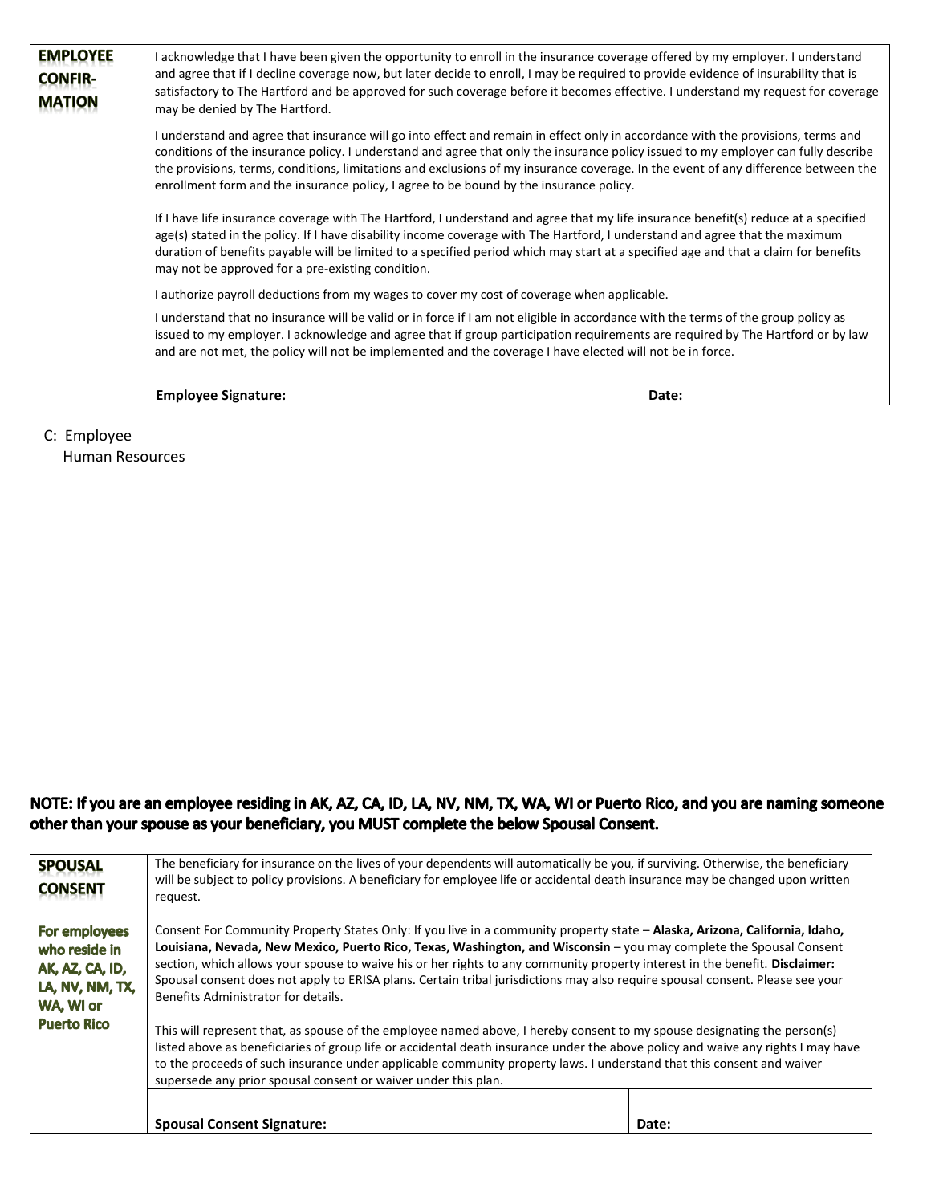| | |
|---|---|
| **EMPLOYEE CONFIR-MATION** | I acknowledge that I have been given the opportunity to enroll in the insurance coverage offered by my employer. I understand and agree that if I decline coverage now, but later decide to enroll, I may be required to provide evidence of insurability that is satisfactory to The Hartford and be approved for such coverage before it becomes effective. I understand my request for coverage may be denied by The Hartford.<br><br>I understand and agree that insurance will go into effect and remain in effect only in accordance with the provisions, terms and conditions of the insurance policy. I understand and agree that only the insurance policy issued to my employer can fully describe the provisions, terms, conditions, limitations and exclusions of my insurance coverage. In the event of any difference between the enrollment form and the insurance policy, I agree to be bound by the insurance policy.<br><br>If I have life insurance coverage with The Hartford, I understand and agree that my life insurance benefit(s) reduce at a specified age(s) stated in the policy. If I have disability income coverage with The Hartford, I understand and agree that the maximum duration of benefits payable will be limited to a specified period which may start at a specified age and that a claim for benefits may not be approved for a pre-existing condition.<br><br>I authorize payroll deductions from my wages to cover my cost of coverage when applicable.<br><br>I understand that no insurance will be valid or in force if I am not eligible in accordance with the terms of the group policy as issued to my employer. I acknowledge and agree that if group participation requirements are required by The Hartford or by law and are not met, the policy will not be implemented and the coverage I have elected will not be in force. |
| | **Employee Signature:** &nbsp;&nbsp;&nbsp;&nbsp; **Date:** |

C: Employee
Human Resources

**NOTE: If you are an employee residing in AK, AZ, CA, ID, LA, NV, NM, TX, WA, WI or Puerto Rico, and you are naming someone other than your spouse as your beneficiary, you MUST complete the below Spousal Consent.**

| | |
|---|---|
| **SPOUSAL CONSENT**<br><br>**For employees who reside in AK, AZ, CA, ID, LA, NV, NM, TX, WA, WI or Puerto Rico** | The beneficiary for insurance on the lives of your dependents will automatically be you, if surviving. Otherwise, the beneficiary will be subject to policy provisions. A beneficiary for employee life or accidental death insurance may be changed upon written request.<br><br>Consent For Community Property States Only: If you live in a community property state – **Alaska, Arizona, California, Idaho, Louisiana, Nevada, New Mexico, Puerto Rico, Texas, Washington, and Wisconsin** – you may complete the Spousal Consent section, which allows your spouse to waive his or her rights to any community property interest in the benefit. **Disclaimer:** Spousal consent does not apply to ERISA plans. Certain tribal jurisdictions may also require spousal consent. Please see your Benefits Administrator for details.<br><br>This will represent that, as spouse of the employee named above, I hereby consent to my spouse designating the person(s) listed above as beneficiaries of group life or accidental death insurance under the above policy and waive any rights I may have to the proceeds of such insurance under applicable community property laws. I understand that this consent and waiver supersede any prior spousal consent or waiver under this plan. |
| | **Spousal Consent Signature:** &nbsp;&nbsp;&nbsp;&nbsp; **Date:** |